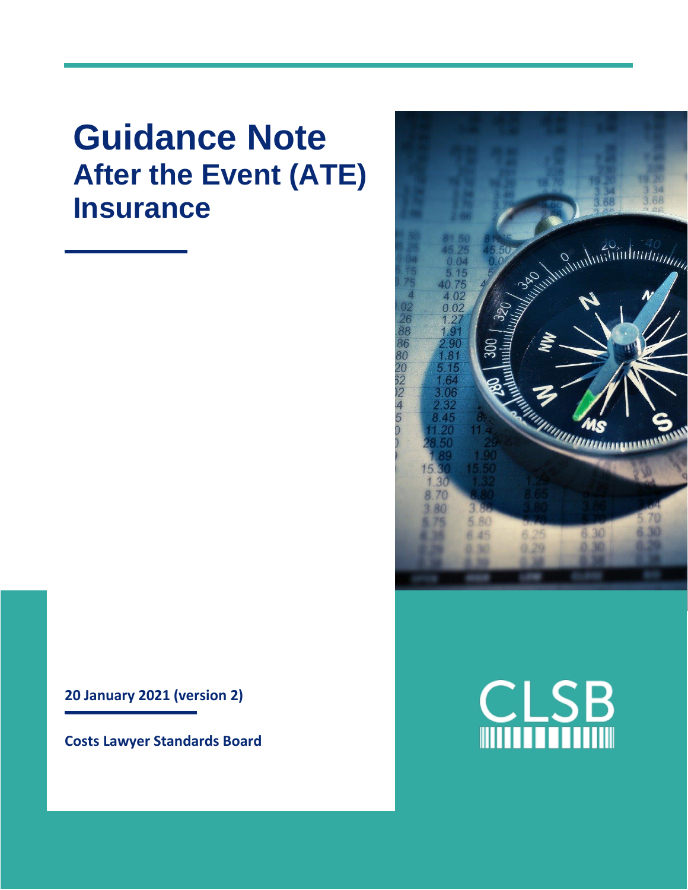# Guidance Note
## After the Event (ATE) Insurance

**20 January 2021 (version 2)**

**Costs Lawyer Standards Board**

CLSB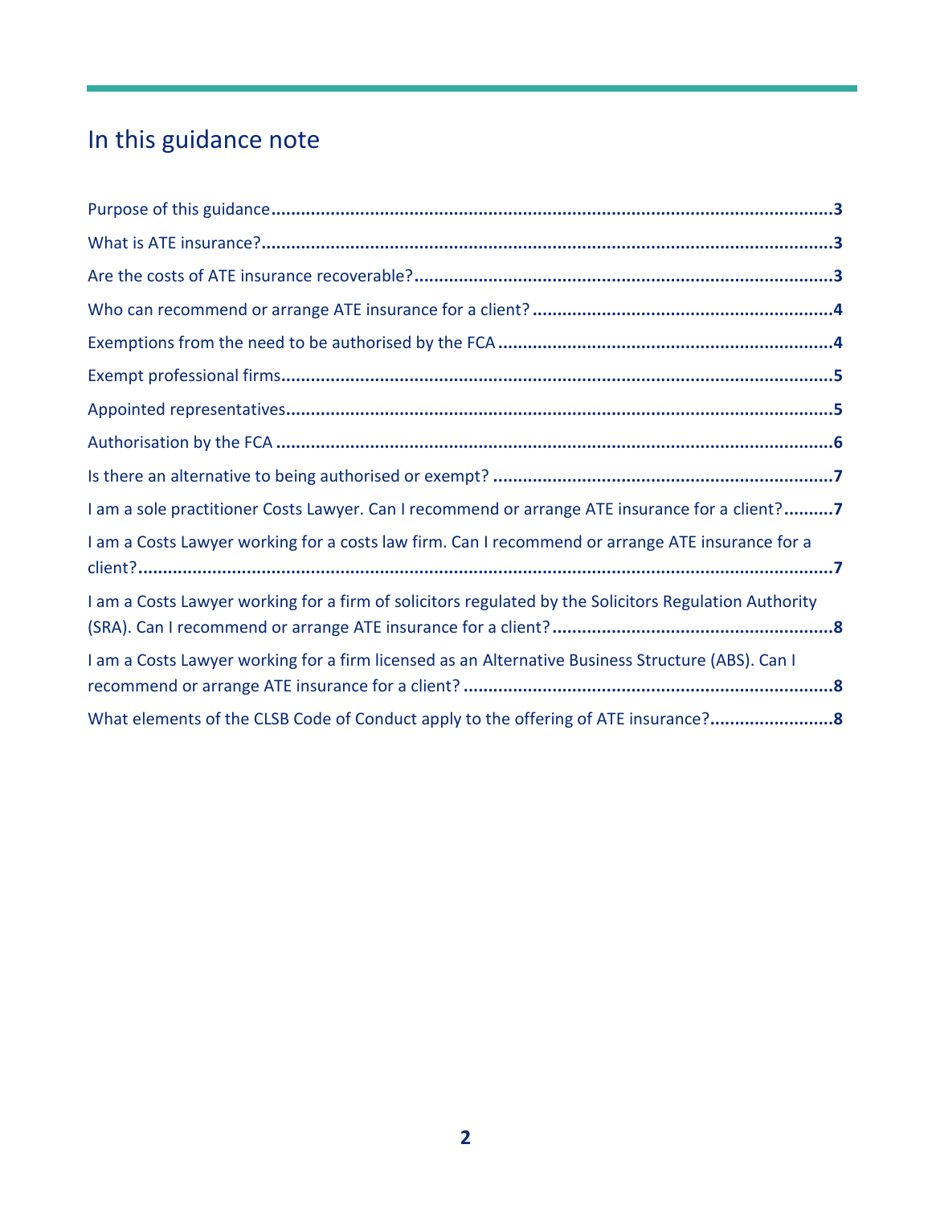## In this guidance note

Purpose of this guidance ..... 3

What is ATE insurance? ..... 3

Are the costs of ATE insurance recoverable? ..... 3

Who can recommend or arrange ATE insurance for a client? ..... 4

Exemptions from the need to be authorised by the FCA ..... 4

Exempt professional firms ..... 5

Appointed representatives ..... 5

Authorisation by the FCA ..... 6

Is there an alternative to being authorised or exempt? ..... 7

I am a sole practitioner Costs Lawyer. Can I recommend or arrange ATE insurance for a client? ..... 7

I am a Costs Lawyer working for a costs law firm. Can I recommend or arrange ATE insurance for a client? ..... 7

I am a Costs Lawyer working for a firm of solicitors regulated by the Solicitors Regulation Authority (SRA). Can I recommend or arrange ATE insurance for a client? ..... 8

I am a Costs Lawyer working for a firm licensed as an Alternative Business Structure (ABS). Can I recommend or arrange ATE insurance for a client? ..... 8

What elements of the CLSB Code of Conduct apply to the offering of ATE insurance? ..... 8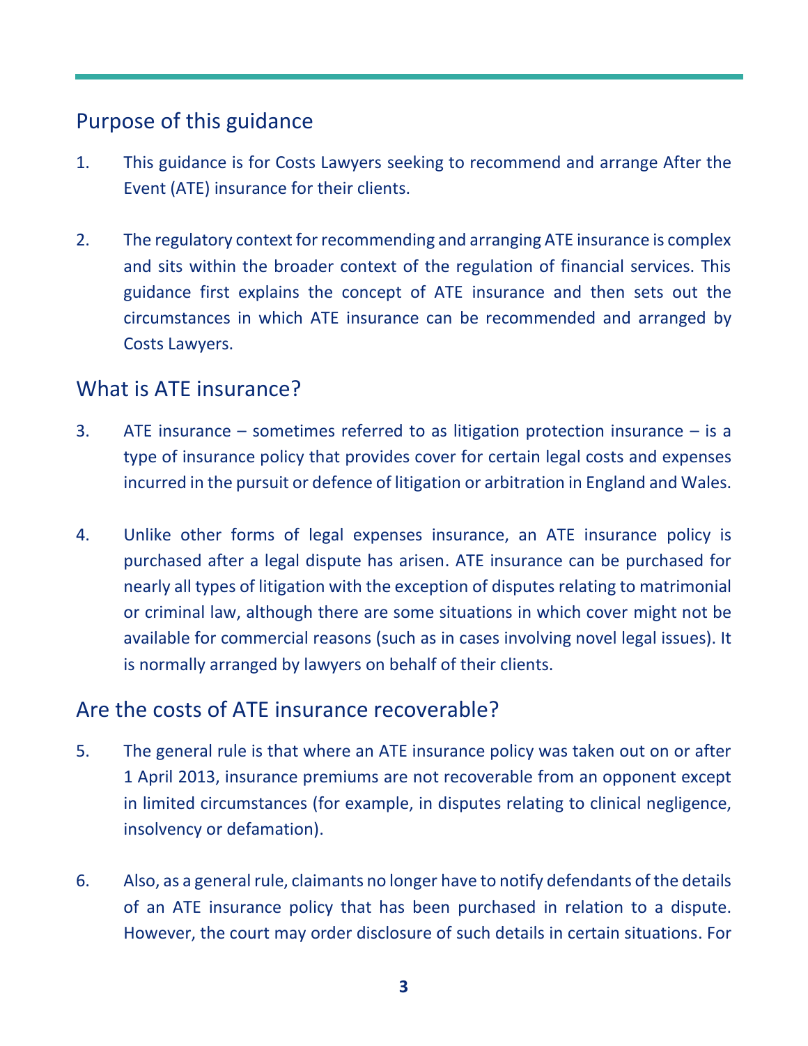## Purpose of this guidance

1. This guidance is for Costs Lawyers seeking to recommend and arrange After the Event (ATE) insurance for their clients.

2. The regulatory context for recommending and arranging ATE insurance is complex and sits within the broader context of the regulation of financial services. This guidance first explains the concept of ATE insurance and then sets out the circumstances in which ATE insurance can be recommended and arranged by Costs Lawyers.

## What is ATE insurance?

3. ATE insurance – sometimes referred to as litigation protection insurance – is a type of insurance policy that provides cover for certain legal costs and expenses incurred in the pursuit or defence of litigation or arbitration in England and Wales.

4. Unlike other forms of legal expenses insurance, an ATE insurance policy is purchased after a legal dispute has arisen. ATE insurance can be purchased for nearly all types of litigation with the exception of disputes relating to matrimonial or criminal law, although there are some situations in which cover might not be available for commercial reasons (such as in cases involving novel legal issues). It is normally arranged by lawyers on behalf of their clients.

## Are the costs of ATE insurance recoverable?

5. The general rule is that where an ATE insurance policy was taken out on or after 1 April 2013, insurance premiums are not recoverable from an opponent except in limited circumstances (for example, in disputes relating to clinical negligence, insolvency or defamation).

6. Also, as a general rule, claimants no longer have to notify defendants of the details of an ATE insurance policy that has been purchased in relation to a dispute. However, the court may order disclosure of such details in certain situations. For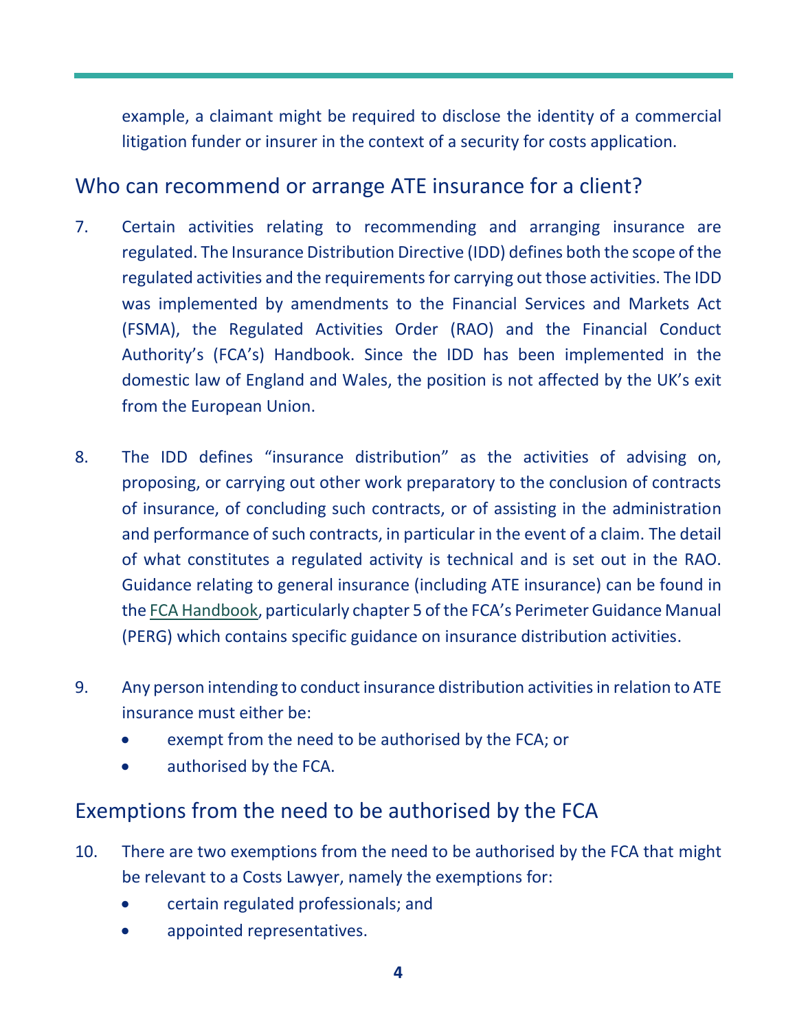example, a claimant might be required to disclose the identity of a commercial litigation funder or insurer in the context of a security for costs application.

## Who can recommend or arrange ATE insurance for a client?

7. Certain activities relating to recommending and arranging insurance are regulated. The Insurance Distribution Directive (IDD) defines both the scope of the regulated activities and the requirements for carrying out those activities. The IDD was implemented by amendments to the Financial Services and Markets Act (FSMA), the Regulated Activities Order (RAO) and the Financial Conduct Authority's (FCA's) Handbook. Since the IDD has been implemented in the domestic law of England and Wales, the position is not affected by the UK's exit from the European Union.

8. The IDD defines "insurance distribution" as the activities of advising on, proposing, or carrying out other work preparatory to the conclusion of contracts of insurance, of concluding such contracts, or of assisting in the administration and performance of such contracts, in particular in the event of a claim. The detail of what constitutes a regulated activity is technical and is set out in the RAO. Guidance relating to general insurance (including ATE insurance) can be found in the FCA Handbook, particularly chapter 5 of the FCA's Perimeter Guidance Manual (PERG) which contains specific guidance on insurance distribution activities.

9. Any person intending to conduct insurance distribution activities in relation to ATE insurance must either be:
   - exempt from the need to be authorised by the FCA; or
   - authorised by the FCA.

## Exemptions from the need to be authorised by the FCA

10. There are two exemptions from the need to be authorised by the FCA that might be relevant to a Costs Lawyer, namely the exemptions for:
    - certain regulated professionals; and
    - appointed representatives.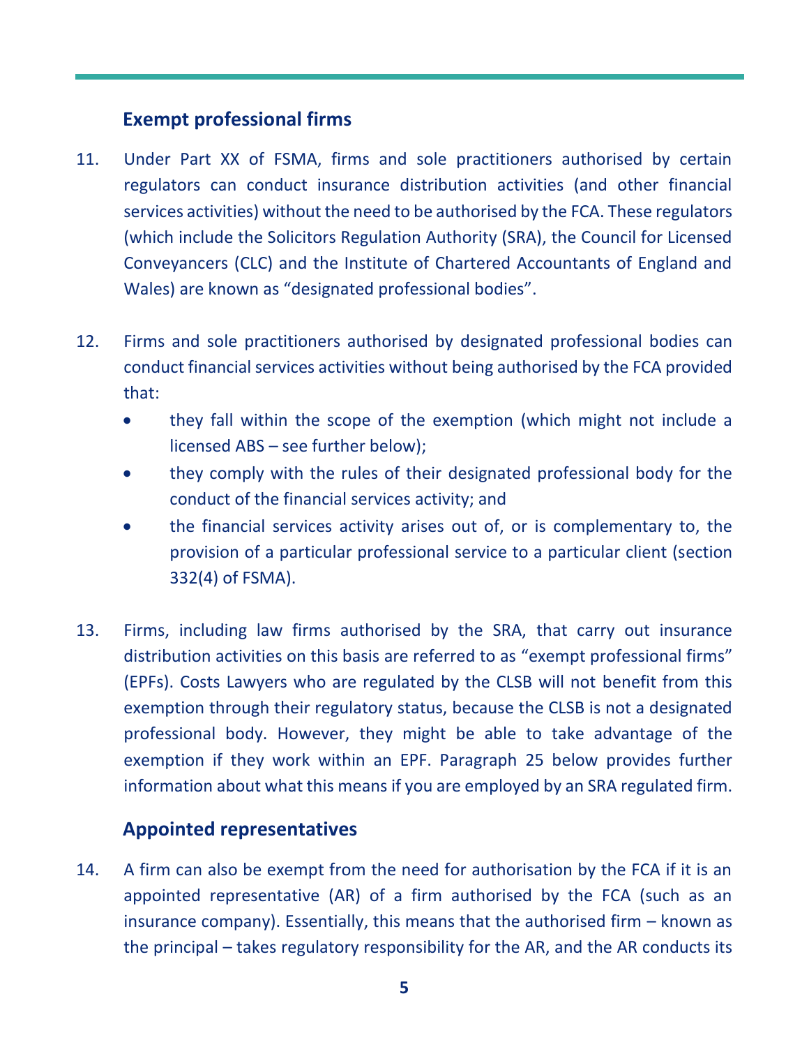## Exempt professional firms

11. Under Part XX of FSMA, firms and sole practitioners authorised by certain regulators can conduct insurance distribution activities (and other financial services activities) without the need to be authorised by the FCA. These regulators (which include the Solicitors Regulation Authority (SRA), the Council for Licensed Conveyancers (CLC) and the Institute of Chartered Accountants of England and Wales) are known as "designated professional bodies".

12. Firms and sole practitioners authorised by designated professional bodies can conduct financial services activities without being authorised by the FCA provided that:

    - they fall within the scope of the exemption (which might not include a licensed ABS – see further below);
    - they comply with the rules of their designated professional body for the conduct of the financial services activity; and
    - the financial services activity arises out of, or is complementary to, the provision of a particular professional service to a particular client (section 332(4) of FSMA).

13. Firms, including law firms authorised by the SRA, that carry out insurance distribution activities on this basis are referred to as "exempt professional firms" (EPFs). Costs Lawyers who are regulated by the CLSB will not benefit from this exemption through their regulatory status, because the CLSB is not a designated professional body. However, they might be able to take advantage of the exemption if they work within an EPF. Paragraph 25 below provides further information about what this means if you are employed by an SRA regulated firm.

## Appointed representatives

14. A firm can also be exempt from the need for authorisation by the FCA if it is an appointed representative (AR) of a firm authorised by the FCA (such as an insurance company). Essentially, this means that the authorised firm – known as the principal – takes regulatory responsibility for the AR, and the AR conducts its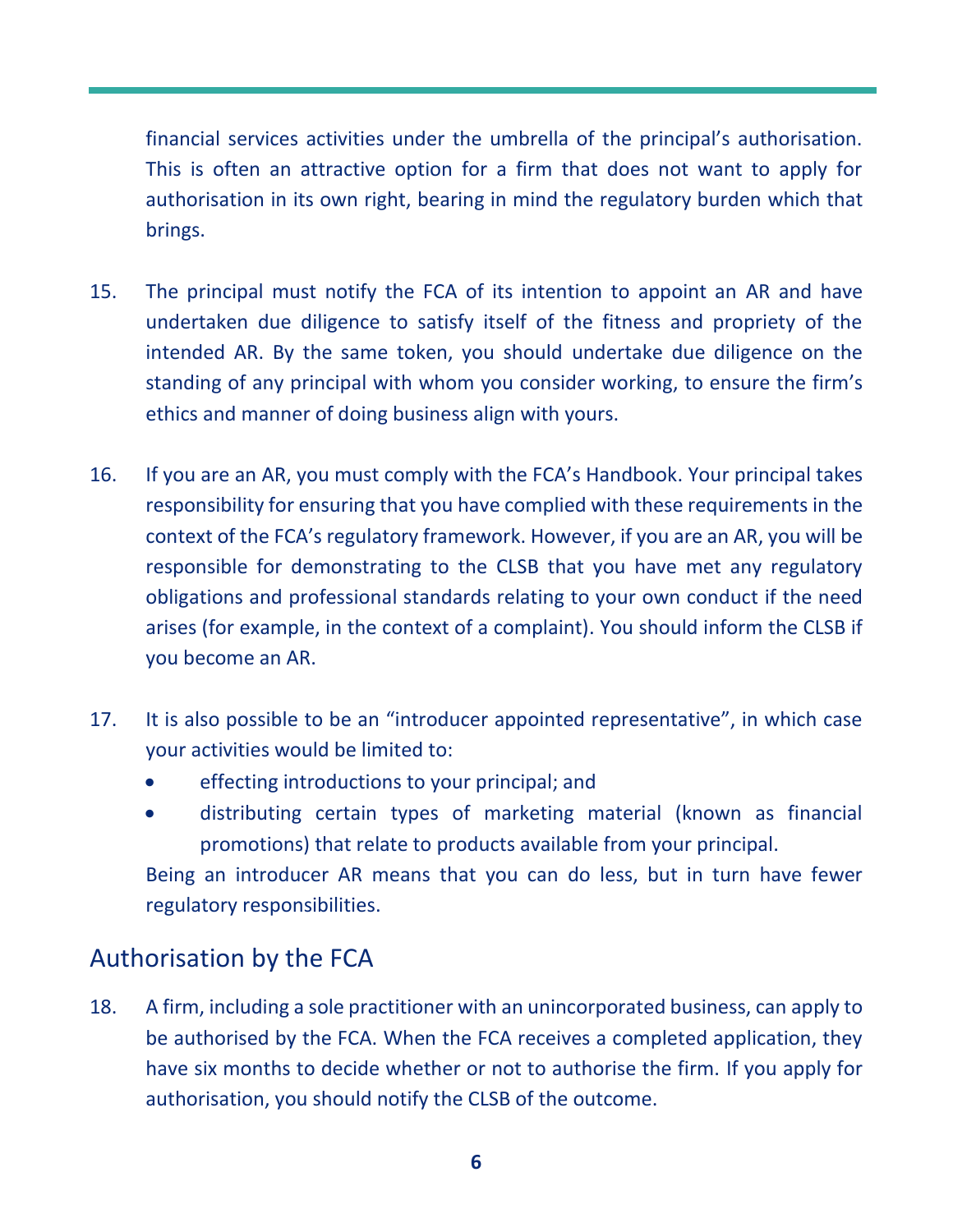financial services activities under the umbrella of the principal's authorisation. This is often an attractive option for a firm that does not want to apply for authorisation in its own right, bearing in mind the regulatory burden which that brings.

15. The principal must notify the FCA of its intention to appoint an AR and have undertaken due diligence to satisfy itself of the fitness and propriety of the intended AR. By the same token, you should undertake due diligence on the standing of any principal with whom you consider working, to ensure the firm's ethics and manner of doing business align with yours.

16. If you are an AR, you must comply with the FCA's Handbook. Your principal takes responsibility for ensuring that you have complied with these requirements in the context of the FCA's regulatory framework. However, if you are an AR, you will be responsible for demonstrating to the CLSB that you have met any regulatory obligations and professional standards relating to your own conduct if the need arises (for example, in the context of a complaint). You should inform the CLSB if you become an AR.

17. It is also possible to be an "introducer appointed representative", in which case your activities would be limited to:
    - effecting introductions to your principal; and
    - distributing certain types of marketing material (known as financial promotions) that relate to products available from your principal.

    Being an introducer AR means that you can do less, but in turn have fewer regulatory responsibilities.

## Authorisation by the FCA

18. A firm, including a sole practitioner with an unincorporated business, can apply to be authorised by the FCA. When the FCA receives a completed application, they have six months to decide whether or not to authorise the firm. If you apply for authorisation, you should notify the CLSB of the outcome.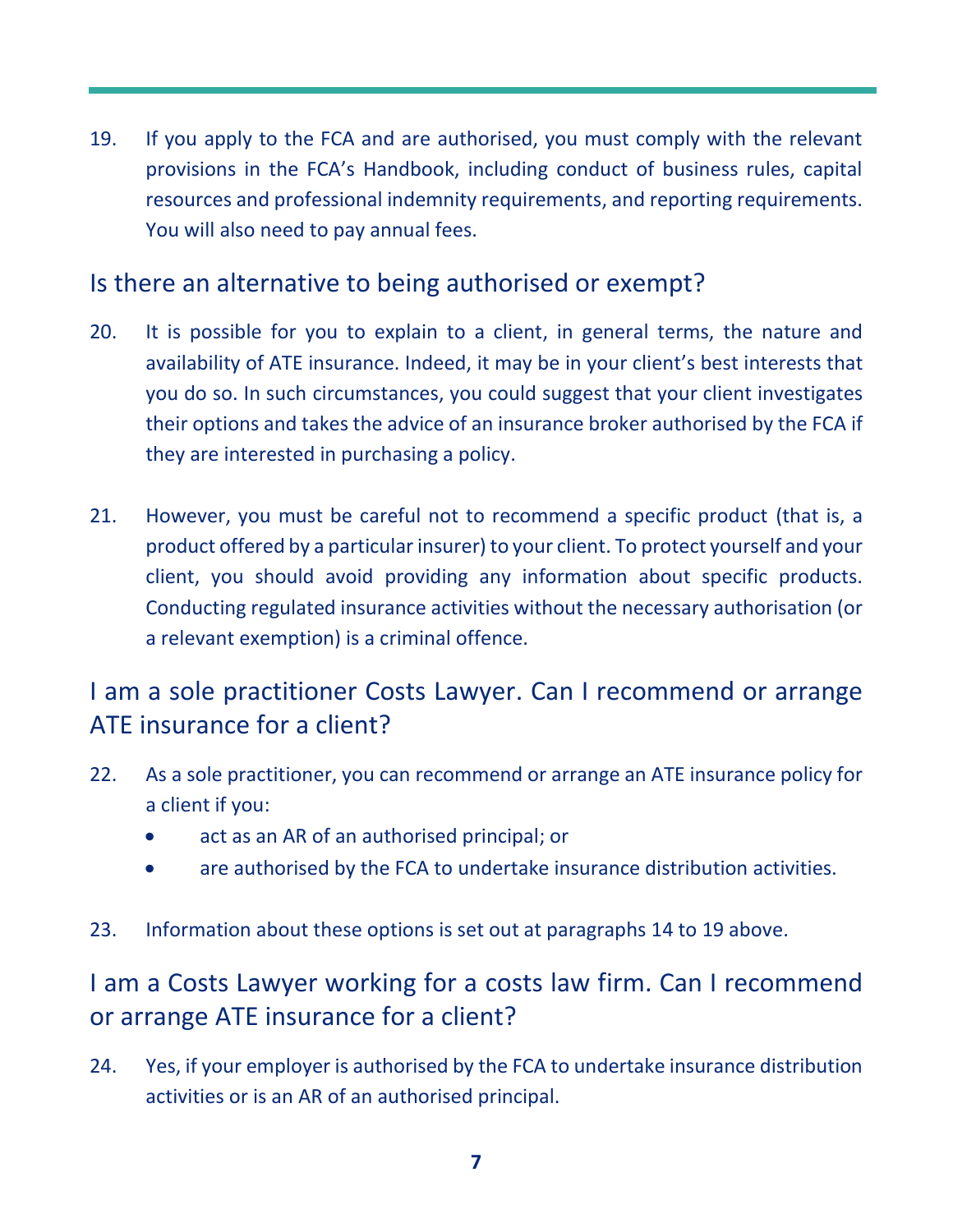19. If you apply to the FCA and are authorised, you must comply with the relevant provisions in the FCA's Handbook, including conduct of business rules, capital resources and professional indemnity requirements, and reporting requirements. You will also need to pay annual fees.

## Is there an alternative to being authorised or exempt?

20. It is possible for you to explain to a client, in general terms, the nature and availability of ATE insurance. Indeed, it may be in your client's best interests that you do so. In such circumstances, you could suggest that your client investigates their options and takes the advice of an insurance broker authorised by the FCA if they are interested in purchasing a policy.

21. However, you must be careful not to recommend a specific product (that is, a product offered by a particular insurer) to your client. To protect yourself and your client, you should avoid providing any information about specific products. Conducting regulated insurance activities without the necessary authorisation (or a relevant exemption) is a criminal offence.

## I am a sole practitioner Costs Lawyer. Can I recommend or arrange ATE insurance for a client?

22. As a sole practitioner, you can recommend or arrange an ATE insurance policy for a client if you:
    - act as an AR of an authorised principal; or
    - are authorised by the FCA to undertake insurance distribution activities.

23. Information about these options is set out at paragraphs 14 to 19 above.

## I am a Costs Lawyer working for a costs law firm. Can I recommend or arrange ATE insurance for a client?

24. Yes, if your employer is authorised by the FCA to undertake insurance distribution activities or is an AR of an authorised principal.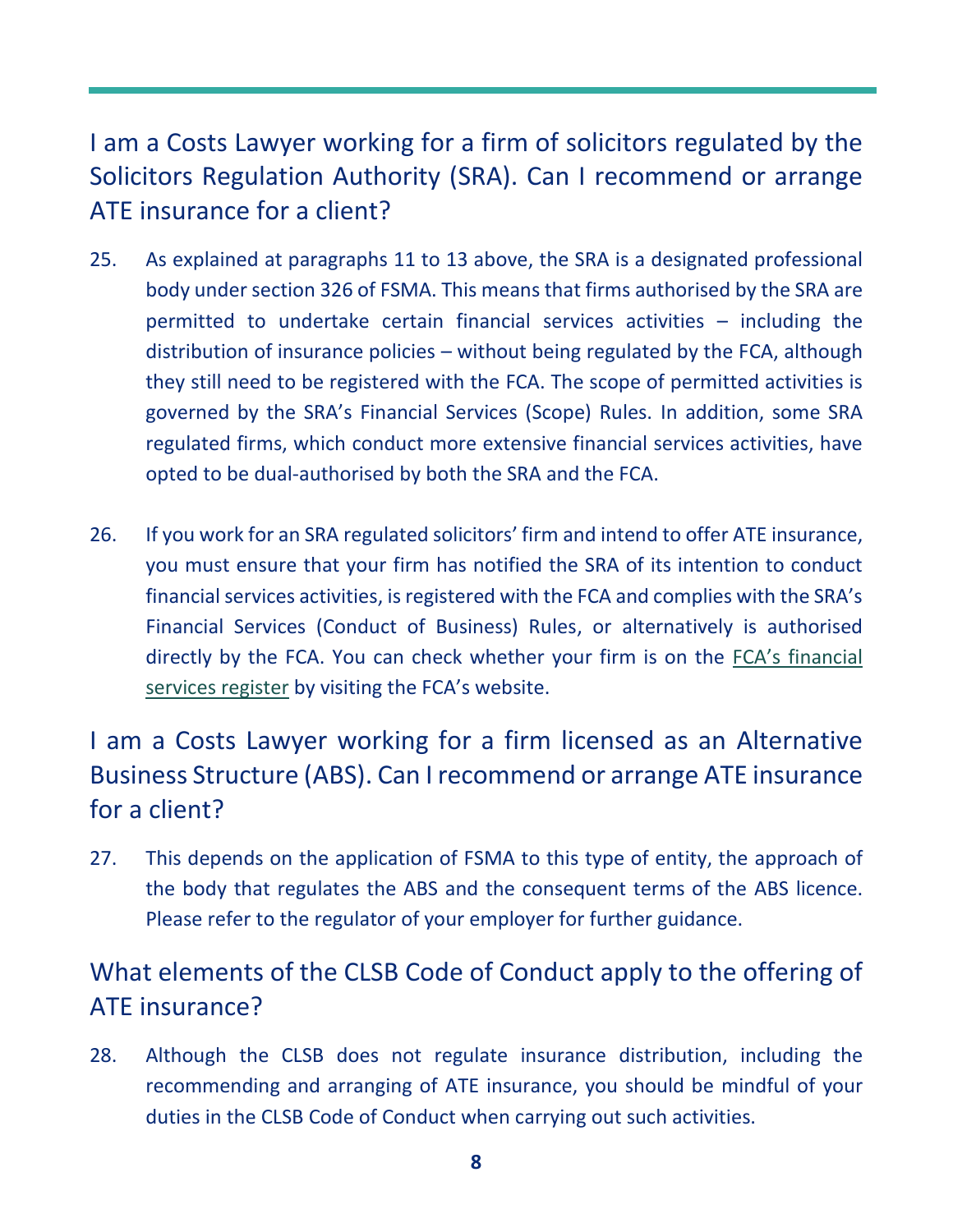## I am a Costs Lawyer working for a firm of solicitors regulated by the Solicitors Regulation Authority (SRA). Can I recommend or arrange ATE insurance for a client?

25. As explained at paragraphs 11 to 13 above, the SRA is a designated professional body under section 326 of FSMA. This means that firms authorised by the SRA are permitted to undertake certain financial services activities – including the distribution of insurance policies – without being regulated by the FCA, although they still need to be registered with the FCA. The scope of permitted activities is governed by the SRA's Financial Services (Scope) Rules. In addition, some SRA regulated firms, which conduct more extensive financial services activities, have opted to be dual-authorised by both the SRA and the FCA.

26. If you work for an SRA regulated solicitors' firm and intend to offer ATE insurance, you must ensure that your firm has notified the SRA of its intention to conduct financial services activities, is registered with the FCA and complies with the SRA's Financial Services (Conduct of Business) Rules, or alternatively is authorised directly by the FCA. You can check whether your firm is on the FCA's financial services register by visiting the FCA's website.

## I am a Costs Lawyer working for a firm licensed as an Alternative Business Structure (ABS). Can I recommend or arrange ATE insurance for a client?

27. This depends on the application of FSMA to this type of entity, the approach of the body that regulates the ABS and the consequent terms of the ABS licence. Please refer to the regulator of your employer for further guidance.

## What elements of the CLSB Code of Conduct apply to the offering of ATE insurance?

28. Although the CLSB does not regulate insurance distribution, including the recommending and arranging of ATE insurance, you should be mindful of your duties in the CLSB Code of Conduct when carrying out such activities.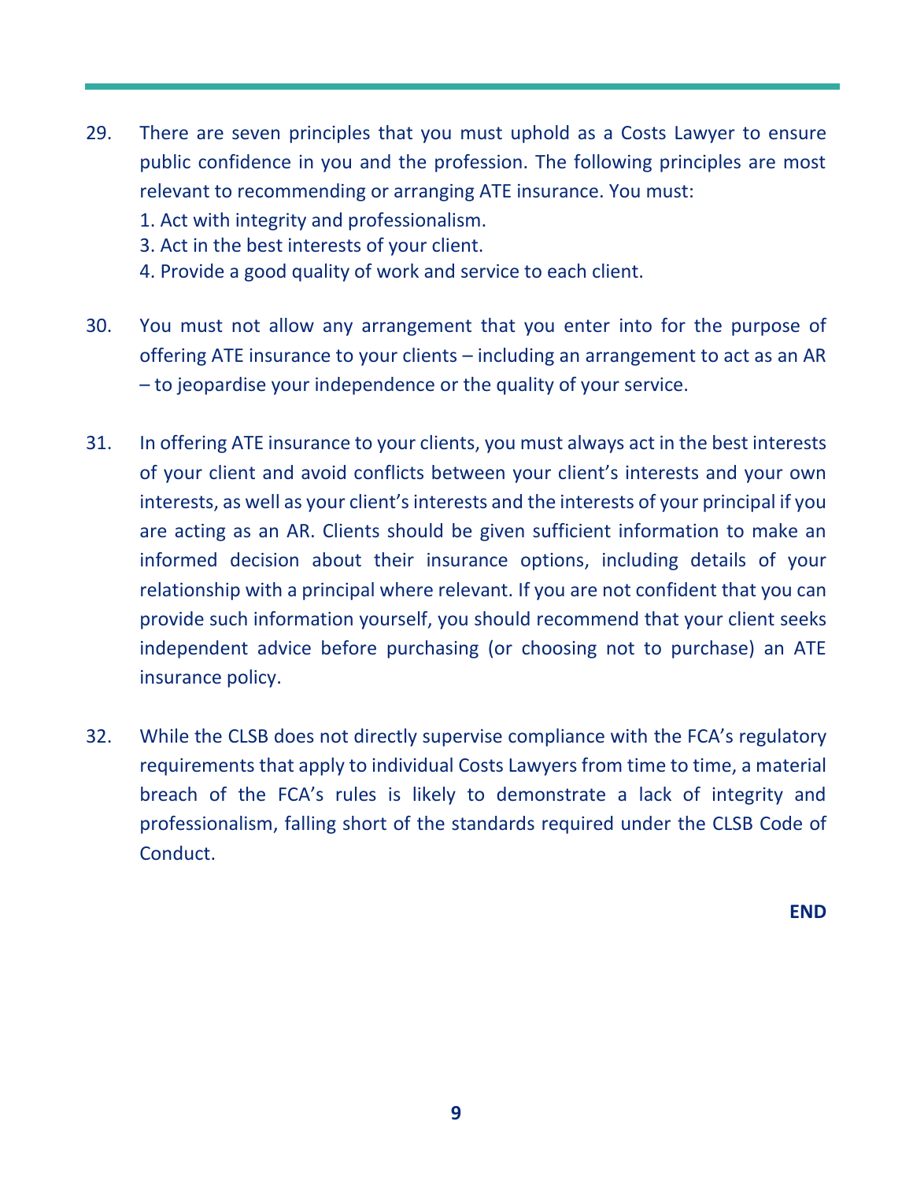29. There are seven principles that you must uphold as a Costs Lawyer to ensure public confidence in you and the profession. The following principles are most relevant to recommending or arranging ATE insurance. You must:
    1. Act with integrity and professionalism.
    3. Act in the best interests of your client.
    4. Provide a good quality of work and service to each client.

30. You must not allow any arrangement that you enter into for the purpose of offering ATE insurance to your clients – including an arrangement to act as an AR – to jeopardise your independence or the quality of your service.

31. In offering ATE insurance to your clients, you must always act in the best interests of your client and avoid conflicts between your client's interests and your own interests, as well as your client's interests and the interests of your principal if you are acting as an AR. Clients should be given sufficient information to make an informed decision about their insurance options, including details of your relationship with a principal where relevant. If you are not confident that you can provide such information yourself, you should recommend that your client seeks independent advice before purchasing (or choosing not to purchase) an ATE insurance policy.

32. While the CLSB does not directly supervise compliance with the FCA's regulatory requirements that apply to individual Costs Lawyers from time to time, a material breach of the FCA's rules is likely to demonstrate a lack of integrity and professionalism, falling short of the standards required under the CLSB Code of Conduct.

**END**